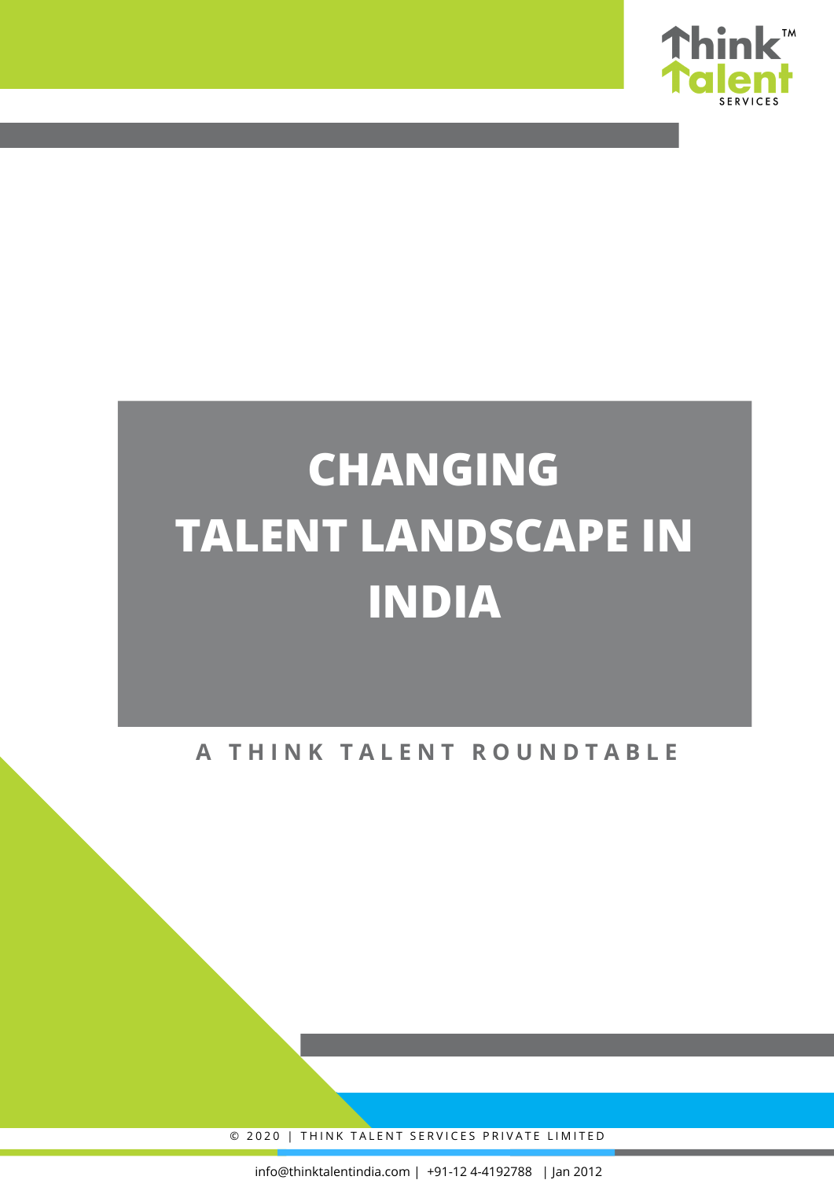# CHANGING TALENT LANDSCAPE IN INDIA

A THINK TALENT ROUNDTABLE

© 2020 | THINK TALENT SERVICES PRIVATE LIMITED

info@thinktalentindia.com | +91-12 4-4192788 | Jan 2012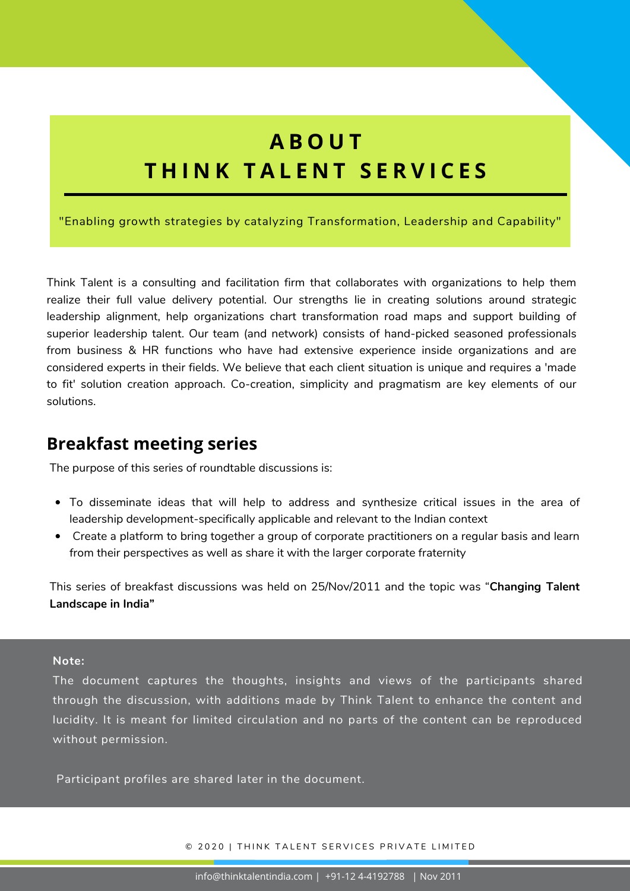# ABOUT THINK TALENT SERVICES

"Enabling growth strategies by catalyzing Transformation, Leadership and Capability"

Think Talent is a consulting and facilitation firm that collaborates with organizations to help them realize their full value delivery potential. Our strengths lie in creating solutions around strategic leadership alignment, help organizations chart transformation road maps and support building of superior leadership talent. Our team (and network) consists of hand-picked seasoned professionals from business & HR functions who have had extensive experience inside organizations and are considered experts in their fields. We believe that each client situation is unique and requires a 'made to fit' solution creation approach. Co-creation, simplicity and pragmatism are key elements of our solutions.

## Breakfast meeting series

The purpose of this series of roundtable discussions is:

- To disseminate ideas that will help to address and synthesize critical issues in the area of leadership development-specifically applicable and relevant to the Indian context
- Create a platform to bring together a group of corporate practitioners on a regular basis and learn from their perspectives as well as share it with the larger corporate fraternity

This series of breakfast discussions was held on 25/Nov/2011 and the topic was "**Changing Talent Landscape in India"**

**Note:**

The document captures the thoughts, insights and views of the participants shared through the discussion, with additions made by Think Talent to enhance the content and lucidity. It is meant for limited circulation and no parts of the content can be reproduced without permission.

Participant profiles are shared later in the document.

© 2020 | THINK TALENT SERVICES PRIVATE LIMITED

info@thinktalentindia.com | +91-12 4-4192788 | Nov 2011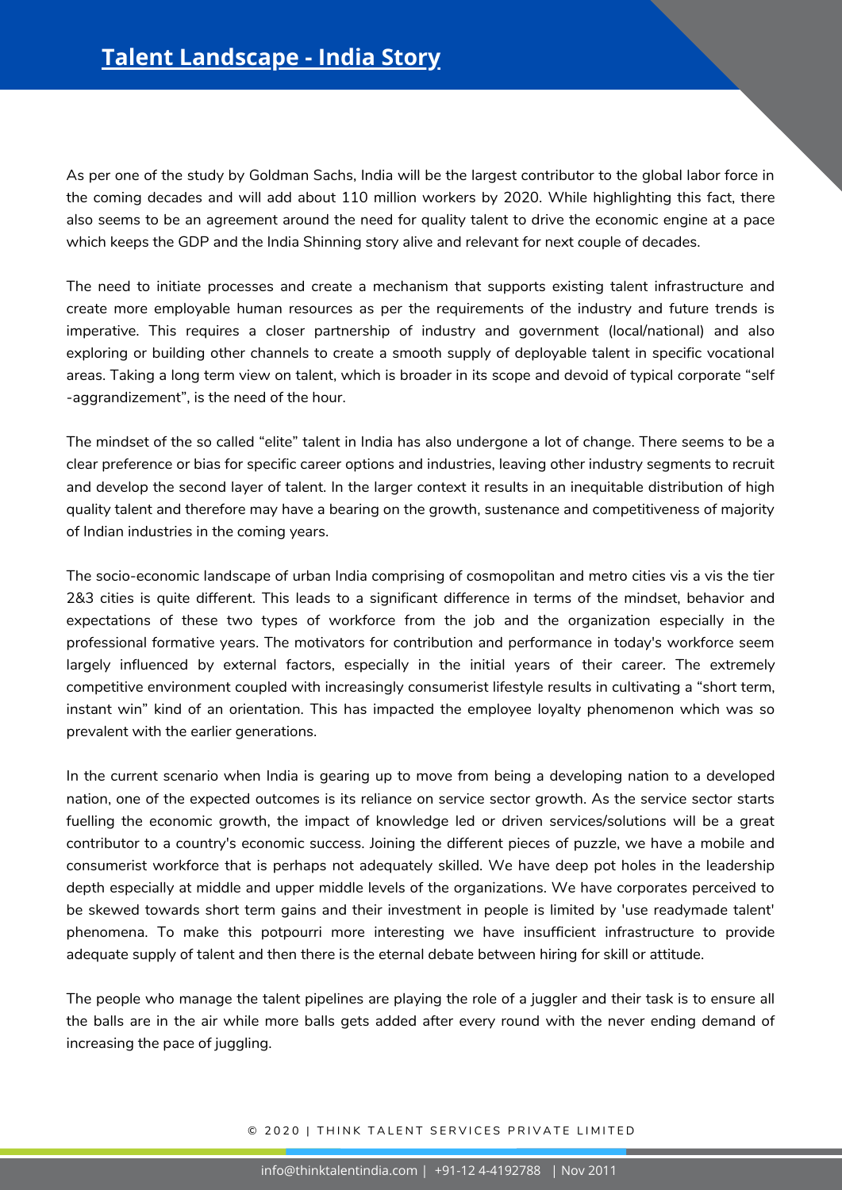# Talent Landscape - India Story

As per one of the study by Goldman Sachs, India will be the largest contributor to the global labor force in the coming decades and will add about 110 million workers by 2020. While highlighting this fact, there also seems to be an agreement around the need for quality talent to drive the economic engine at a pace which keeps the GDP and the India Shinning story alive and relevant for next couple of decades.

The need to initiate processes and create a mechanism that supports existing talent infrastructure and create more employable human resources as per the requirements of the industry and future trends is imperative. This requires a closer partnership of industry and government (local/national) and also exploring or building other channels to create a smooth supply of deployable talent in specific vocational areas. Taking a long term view on talent, which is broader in its scope and devoid of typical corporate "self -aggrandizement", is the need of the hour.

The mindset of the so called "elite" talent in India has also undergone a lot of change. There seems to be a clear preference or bias for specific career options and industries, leaving other industry segments to recruit and develop the second layer of talent. In the larger context it results in an inequitable distribution of high quality talent and therefore may have a bearing on the growth, sustenance and competitiveness of majority of Indian industries in the coming years.

The socio-economic landscape of urban India comprising of cosmopolitan and metro cities vis a vis the tier 2&3 cities is quite different. This leads to a significant difference in terms of the mindset, behavior and expectations of these two types of workforce from the job and the organization especially in the professional formative years. The motivators for contribution and performance in today's workforce seem largely influenced by external factors, especially in the initial years of their career. The extremely competitive environment coupled with increasingly consumerist lifestyle results in cultivating a "short term, instant win" kind of an orientation. This has impacted the employee loyalty phenomenon which was so prevalent with the earlier generations.

In the current scenario when India is gearing up to move from being a developing nation to a developed nation, one of the expected outcomes is its reliance on service sector growth. As the service sector starts fuelling the economic growth, the impact of knowledge led or driven services/solutions will be a great contributor to a country's economic success. Joining the different pieces of puzzle, we have a mobile and consumerist workforce that is perhaps not adequately skilled. We have deep pot holes in the leadership depth especially at middle and upper middle levels of the organizations. We have corporates perceived to be skewed towards short term gains and their investment in people is limited by 'use readymade talent' phenomena. To make this potpourri more interesting we have insufficient infrastructure to provide adequate supply of talent and then there is the eternal debate between hiring for skill or attitude.

The people who manage the talent pipelines are playing the role of a juggler and their task is to ensure all the balls are in the air while more balls gets added after every round with the never ending demand of increasing the pace of juggling.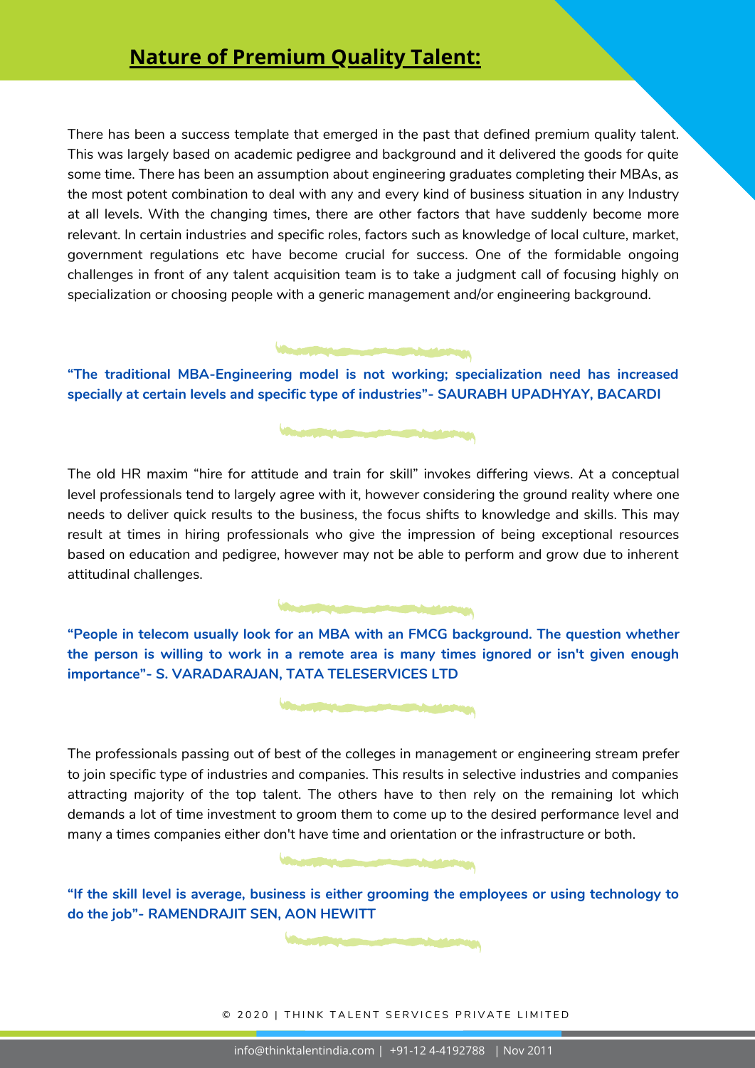## Nature of Premium Quality Talent:

There has been a success template that emerged in the past that defined premium quality talent. This was largely based on academic pedigree and background and it delivered the goods for quite some time. There has been an assumption about engineering graduates completing their MBAs, as the most potent combination to deal with any and every kind of business situation in any Industry at all levels. With the changing times, there are other factors that have suddenly become more relevant. In certain industries and specific roles, factors such as knowledge of local culture, market, government regulations etc have become crucial for success. One of the formidable ongoing challenges in front of any talent acquisition team is to take a judgment call of focusing highly on specialization or choosing people with a generic management and/or engineering background.

**"The traditional MBA-Engineering model is not working; specialization need has increased specially at certain levels and specific type of industries"- SAURABH UPADHYAY, BACARDI**

The old HR maxim "hire for attitude and train for skill" invokes differing views. At a conceptual level professionals tend to largely agree with it, however considering the ground reality where one needs to deliver quick results to the business, the focus shifts to knowledge and skills. This may result at times in hiring professionals who give the impression of being exceptional resources based on education and pedigree, however may not be able to perform and grow due to inherent attitudinal challenges.

**"People in telecom usually look for an MBA with an FMCG background. The question whether the person is willing to work in a remote area is many times ignored or isn't given enough importance"- S. VARADARAJAN, TATA TELESERVICES LTD**

The professionals passing out of best of the colleges in management or engineering stream prefer to join specific type of industries and companies. This results in selective industries and companies attracting majority of the top talent. The others have to then rely on the remaining lot which demands a lot of time investment to groom them to come up to the desired performance level and many a times companies either don't have time and orientation or the infrastructure or both.

**"If the skill level is average, business is either grooming the employees or using technology to do the job"- RAMENDRAJIT SEN, AON HEWITT**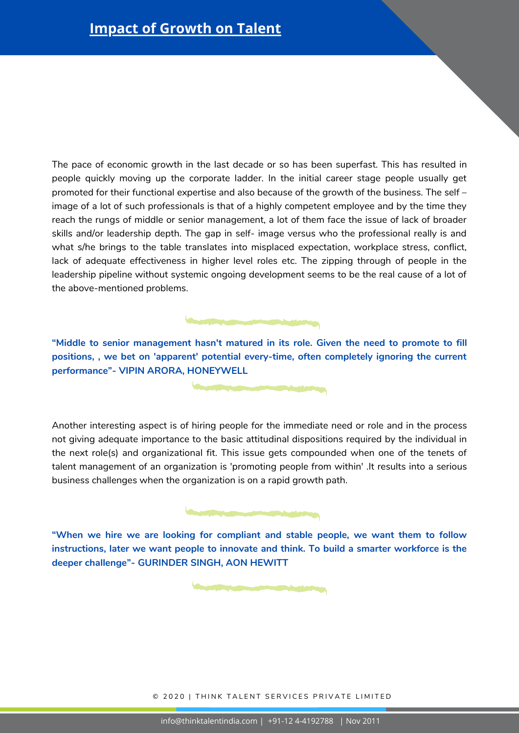# Impact of Growth on Talent

The pace of economic growth in the last decade or so has been superfast. This has resulted in people quickly moving up the corporate ladder. In the initial career stage people usually get promoted for their functional expertise and also because of the growth of the business. The self – image of a lot of such professionals is that of a highly competent employee and by the time they reach the rungs of middle or senior management, a lot of them face the issue of lack of broader skills and/or leadership depth. The gap in self- image versus who the professional really is and what s/he brings to the table translates into misplaced expectation, workplace stress, conflict, lack of adequate effectiveness in higher level roles etc. The zipping through of people in the leadership pipeline without systemic ongoing development seems to be the real cause of a lot of the above-mentioned problems.

**“Middle to senior management hasn't matured in its role. Given the need to promote to fill positions, , we bet on 'apparent' potential every-time, often completely ignoring the current performance”- VIPIN ARORA, HONEYWELL**

Another interesting aspect is of hiring people for the immediate need or role and in the process not giving adequate importance to the basic attitudinal dispositions required by the individual in the next role(s) and organizational fit. This issue gets compounded when one of the tenets of talent management of an organization is 'promoting people from within' .It results into a serious business challenges when the organization is on a rapid growth path.

**“When we hire we are looking for compliant and stable people, we want them to follow instructions, later we want people to innovate and think. To build a smarter workforce is the deeper challenge”- GURINDER SINGH, AON HEWITT**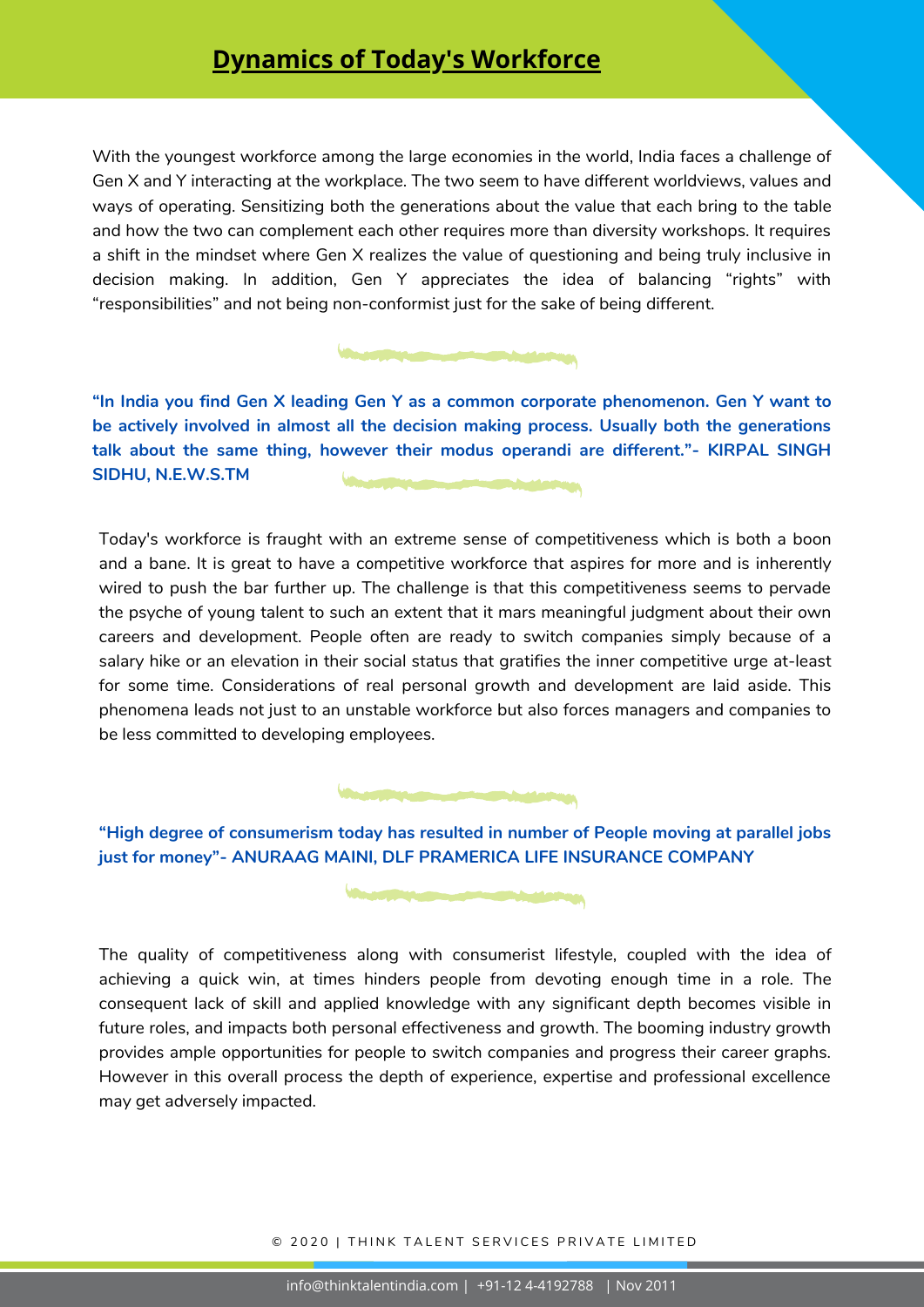# Dynamics of Today's Workforce

With the youngest workforce among the large economies in the world, India faces a challenge of Gen X and Y interacting at the workplace. The two seem to have different worldviews, values and ways of operating. Sensitizing both the generations about the value that each bring to the table and how the two can complement each other requires more than diversity workshops. It requires a shift in the mindset where Gen X realizes the value of questioning and being truly inclusive in decision making. In addition, Gen Y appreciates the idea of balancing "rights" with "responsibilities" and not being non-conformist just for the sake of being different.

**"In India you find Gen X leading Gen Y as a common corporate phenomenon. Gen Y want to be actively involved in almost all the decision making process. Usually both the generations talk about the same thing, however their modus operandi are different."- KIRPAL SINGH SIDHU, N.E.W.S.TM**

Today's workforce is fraught with an extreme sense of competitiveness which is both a boon and a bane. It is great to have a competitive workforce that aspires for more and is inherently wired to push the bar further up. The challenge is that this competitiveness seems to pervade the psyche of young talent to such an extent that it mars meaningful judgment about their own careers and development. People often are ready to switch companies simply because of a salary hike or an elevation in their social status that gratifies the inner competitive urge at-least for some time. Considerations of real personal growth and development are laid aside. This phenomena leads not just to an unstable workforce but also forces managers and companies to be less committed to developing employees.

**"High degree of consumerism today has resulted in number of People moving at parallel jobs just for money"- ANURAAG MAINI, DLF PRAMERICA LIFE INSURANCE COMPANY**

The quality of competitiveness along with consumerist lifestyle, coupled with the idea of achieving a quick win, at times hinders people from devoting enough time in a role. The consequent lack of skill and applied knowledge with any significant depth becomes visible in future roles, and impacts both personal effectiveness and growth. The booming industry growth provides ample opportunities for people to switch companies and progress their career graphs. However in this overall process the depth of experience, expertise and professional excellence may get adversely impacted.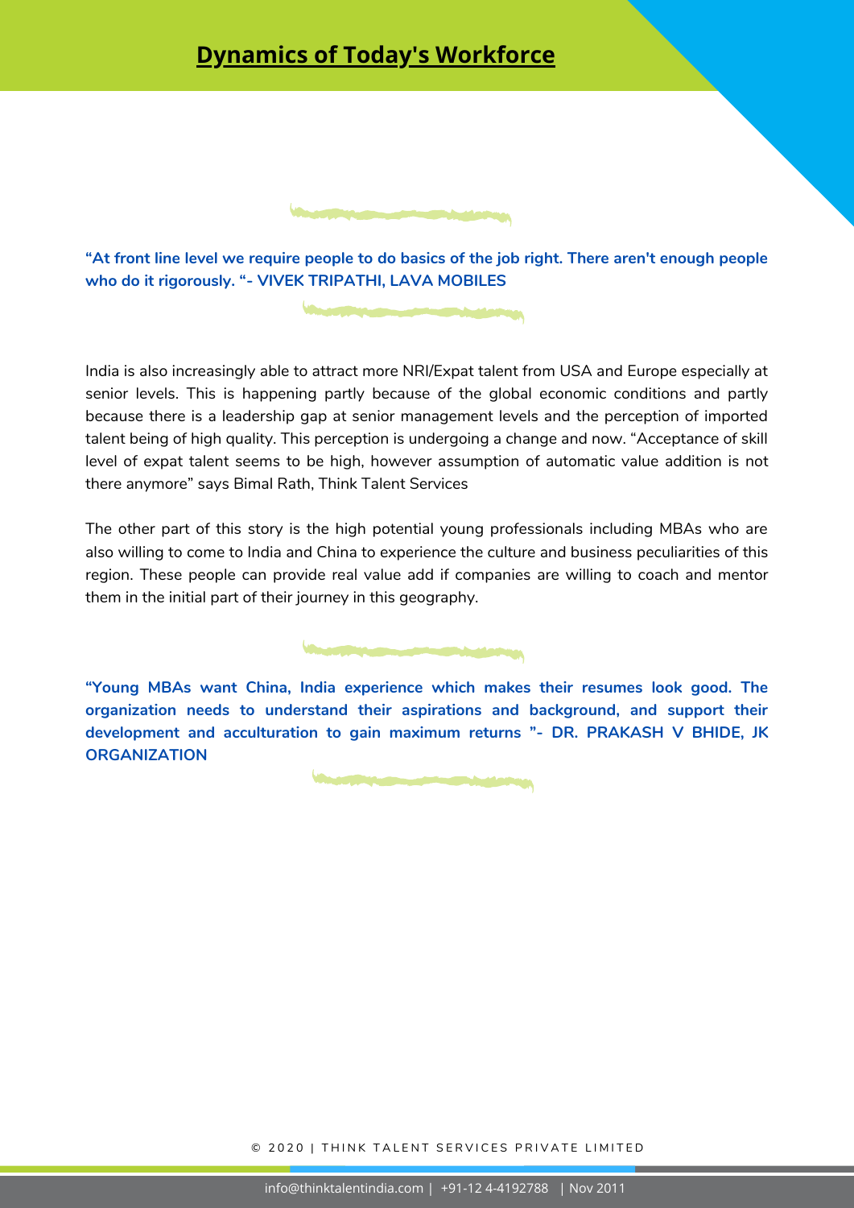## Dynamics of Today's Workforce

**“At front line level we require people to do basics of the job right. There aren't enough people who do it rigorously. “- VIVEK TRIPATHI, LAVA MOBILES**

India is also increasingly able to attract more NRI/Expat talent from USA and Europe especially at senior levels. This is happening partly because of the global economic conditions and partly because there is a leadership gap at senior management levels and the perception of imported talent being of high quality. This perception is undergoing a change and now. “Acceptance of skill level of expat talent seems to be high, however assumption of automatic value addition is not there anymore” says Bimal Rath, Think Talent Services

The other part of this story is the high potential young professionals including MBAs who are also willing to come to India and China to experience the culture and business peculiarities of this region. These people can provide real value add if companies are willing to coach and mentor them in the initial part of their journey in this geography.

**“Young MBAs want China, India experience which makes their resumes look good. The organization needs to understand their aspirations and background, and support their development and acculturation to gain maximum returns ”- DR. PRAKASH V BHIDE, JK ORGANIZATION**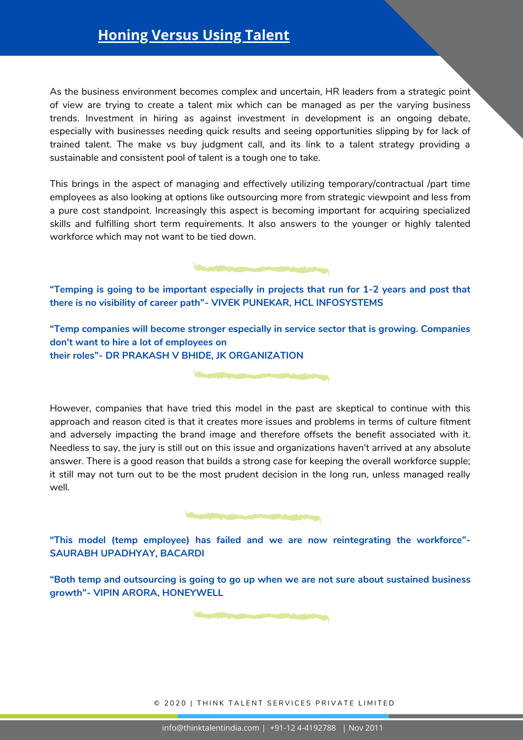# Honing Versus Using Talent

As the business environment becomes complex and uncertain, HR leaders from a strategic point of view are trying to create a talent mix which can be managed as per the varying business trends. Investment in hiring as against investment in development is an ongoing debate, especially with businesses needing quick results and seeing opportunities slipping by for lack of trained talent. The make vs buy judgment call, and its link to a talent strategy providing a sustainable and consistent pool of talent is a tough one to take.

This brings in the aspect of managing and effectively utilizing temporary/contractual /part time employees as also looking at options like outsourcing more from strategic viewpoint and less from a pure cost standpoint. Increasingly this aspect is becoming important for acquiring specialized skills and fulfilling short term requirements. It also answers to the younger or highly talented workforce which may not want to be tied down.

**"Temping is going to be important especially in projects that run for 1-2 years and post that there is no visibility of career path"- VIVEK PUNEKAR, HCL INFOSYSTEMS**

**"Temp companies will become stronger especially in service sector that is growing. Companies don't want to hire a lot of employees on their roles"- DR PRAKASH V BHIDE, JK ORGANIZATION**

However, companies that have tried this model in the past are skeptical to continue with this approach and reason cited is that it creates more issues and problems in terms of culture fitment and adversely impacting the brand image and therefore offsets the benefit associated with it. Needless to say, the jury is still out on this issue and organizations haven't arrived at any absolute answer. There is a good reason that builds a strong case for keeping the overall workforce supple; it still may not turn out to be the most prudent decision in the long run, unless managed really well.

**"This model (temp employee) has failed and we are now reintegrating the workforce"- SAURABH UPADHYAY, BACARDI**

**"Both temp and outsourcing is going to go up when we are not sure about sustained business growth"- VIPIN ARORA, HONEYWELL**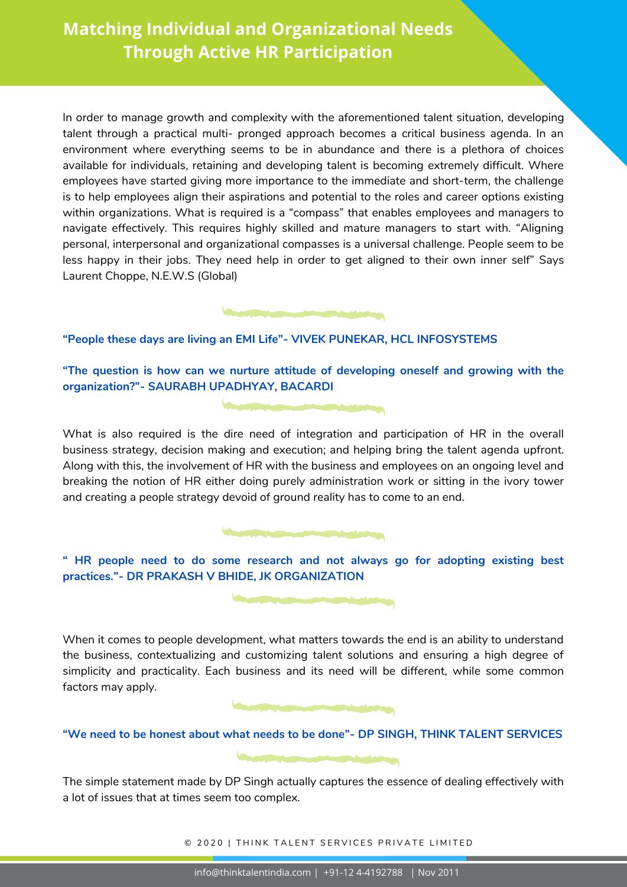## Matching Individual and Organizational Needs Through Active HR Participation

In order to manage growth and complexity with the aforementioned talent situation, developing talent through a practical multi- pronged approach becomes a critical business agenda. In an environment where everything seems to be in abundance and there is a plethora of choices available for individuals, retaining and developing talent is becoming extremely difficult. Where employees have started giving more importance to the immediate and short-term, the challenge is to help employees align their aspirations and potential to the roles and career options existing within organizations. What is required is a "compass" that enables employees and managers to navigate effectively. This requires highly skilled and mature managers to start with. "Aligning personal, interpersonal and organizational compasses is a universal challenge. People seem to be less happy in their jobs. They need help in order to get aligned to their own inner self" Says Laurent Choppe, N.E.W.S (Global)

**"People these days are living an EMI Life"- VIVEK PUNEKAR, HCL INFOSYSTEMS**

**"The question is how can we nurture attitude of developing oneself and growing with the organization?"- SAURABH UPADHYAY, BACARDI**

What is also required is the dire need of integration and participation of HR in the overall business strategy, decision making and execution; and helping bring the talent agenda upfront. Along with this, the involvement of HR with the business and employees on an ongoing level and breaking the notion of HR either doing purely administration work or sitting in the ivory tower and creating a people strategy devoid of ground reality has to come to an end.

**" HR people need to do some research and not always go for adopting existing best practices."- DR PRAKASH V BHIDE, JK ORGANIZATION**

When it comes to people development, what matters towards the end is an ability to understand the business, contextualizing and customizing talent solutions and ensuring a high degree of simplicity and practicality. Each business and its need will be different, while some common factors may apply.

**"We need to be honest about what needs to be done"- DP SINGH, THINK TALENT SERVICES**

The simple statement made by DP Singh actually captures the essence of dealing effectively with a lot of issues that at times seem too complex.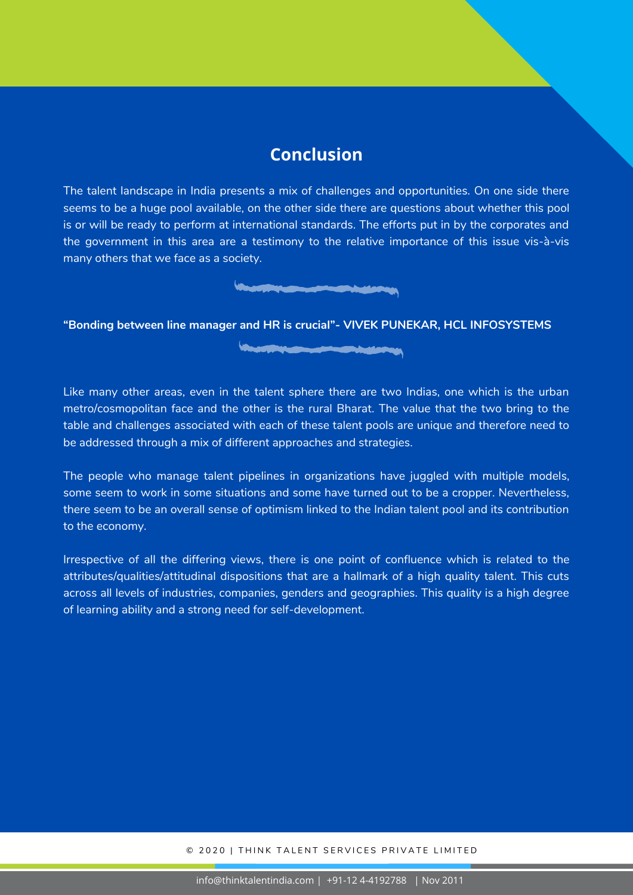## Conclusion

The talent landscape in India presents a mix of challenges and opportunities. On one side there seems to be a huge pool available, on the other side there are questions about whether this pool is or will be ready to perform at international standards. The efforts put in by the corporates and the government in this area are a testimony to the relative importance of this issue vis-à-vis many others that we face as a society.

**"Bonding between line manager and HR is crucial"- VIVEK PUNEKAR, HCL INFOSYSTEMS**

Like many other areas, even in the talent sphere there are two Indias, one which is the urban metro/cosmopolitan face and the other is the rural Bharat. The value that the two bring to the table and challenges associated with each of these talent pools are unique and therefore need to be addressed through a mix of different approaches and strategies.

The people who manage talent pipelines in organizations have juggled with multiple models, some seem to work in some situations and some have turned out to be a cropper. Nevertheless, there seem to be an overall sense of optimism linked to the Indian talent pool and its contribution to the economy.

Irrespective of all the differing views, there is one point of confluence which is related to the attributes/qualities/attitudinal dispositions that are a hallmark of a high quality talent. This cuts across all levels of industries, companies, genders and geographies. This quality is a high degree of learning ability and a strong need for self-development.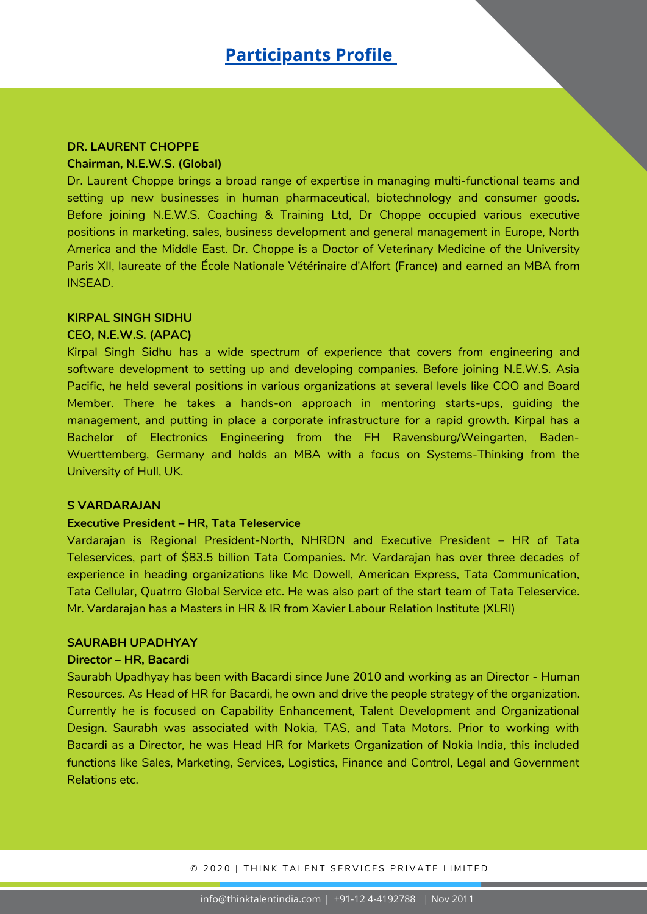# Participants Profile

**DR. LAURENT CHOPPE**
**Chairman, N.E.W.S. (Global)**

Dr. Laurent Choppe brings a broad range of expertise in managing multi-functional teams and setting up new businesses in human pharmaceutical, biotechnology and consumer goods. Before joining N.E.W.S. Coaching & Training Ltd, Dr Choppe occupied various executive positions in marketing, sales, business development and general management in Europe, North America and the Middle East. Dr. Choppe is a Doctor of Veterinary Medicine of the University Paris XII, laureate of the École Nationale Vétérinaire d'Alfort (France) and earned an MBA from INSEAD.

**KIRPAL SINGH SIDHU**
**CEO, N.E.W.S. (APAC)**

Kirpal Singh Sidhu has a wide spectrum of experience that covers from engineering and software development to setting up and developing companies. Before joining N.E.W.S. Asia Pacific, he held several positions in various organizations at several levels like COO and Board Member. There he takes a hands-on approach in mentoring starts-ups, guiding the management, and putting in place a corporate infrastructure for a rapid growth. Kirpal has a Bachelor of Electronics Engineering from the FH Ravensburg/Weingarten, Baden-Wuerttemberg, Germany and holds an MBA with a focus on Systems-Thinking from the University of Hull, UK.

**S VARDARAJAN**
**Executive President – HR, Tata Teleservice**

Vardarajan is Regional President-North, NHRDN and Executive President – HR of Tata Teleservices, part of $83.5 billion Tata Companies. Mr. Vardarajan has over three decades of experience in heading organizations like Mc Dowell, American Express, Tata Communication, Tata Cellular, Quatrro Global Service etc. He was also part of the start team of Tata Teleservice. Mr. Vardarajan has a Masters in HR & IR from Xavier Labour Relation Institute (XLRI)

**SAURABH UPADHYAY**
**Director – HR, Bacardi**

Saurabh Upadhyay has been with Bacardi since June 2010 and working as an Director - Human Resources. As Head of HR for Bacardi, he own and drive the people strategy of the organization. Currently he is focused on Capability Enhancement, Talent Development and Organizational Design. Saurabh was associated with Nokia, TAS, and Tata Motors. Prior to working with Bacardi as a Director, he was Head HR for Markets Organization of Nokia India, this included functions like Sales, Marketing, Services, Logistics, Finance and Control, Legal and Government Relations etc.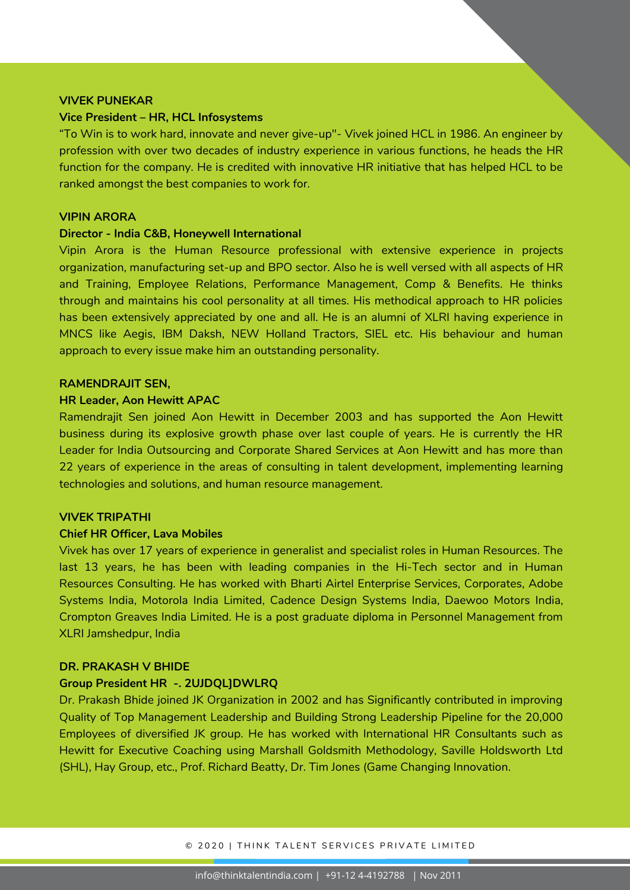**VIVEK PUNEKAR**

**Vice President – HR, HCL Infosystems**

"To Win is to work hard, innovate and never give-up"- Vivek joined HCL in 1986. An engineer by profession with over two decades of industry experience in various functions, he heads the HR function for the company. He is credited with innovative HR initiative that has helped HCL to be ranked amongst the best companies to work for.

**VIPIN ARORA**

**Director - India C&B, Honeywell International**

Vipin Arora is the Human Resource professional with extensive experience in projects organization, manufacturing set-up and BPO sector. Also he is well versed with all aspects of HR and Training, Employee Relations, Performance Management, Comp & Benefits. He thinks through and maintains his cool personality at all times. His methodical approach to HR policies has been extensively appreciated by one and all. He is an alumni of XLRI having experience in MNCS like Aegis, IBM Daksh, NEW Holland Tractors, SIEL etc. His behaviour and human approach to every issue make him an outstanding personality.

**RAMENDRAJIT SEN,**

**HR Leader, Aon Hewitt APAC**

Ramendrajit Sen joined Aon Hewitt in December 2003 and has supported the Aon Hewitt business during its explosive growth phase over last couple of years. He is currently the HR Leader for India Outsourcing and Corporate Shared Services at Aon Hewitt and has more than 22 years of experience in the areas of consulting in talent development, implementing learning technologies and solutions, and human resource management.

**VIVEK TRIPATHI**

**Chief HR Officer, Lava Mobiles**

Vivek has over 17 years of experience in generalist and specialist roles in Human Resources. The last 13 years, he has been with leading companies in the Hi-Tech sector and in Human Resources Consulting. He has worked with Bharti Airtel Enterprise Services, Corporates, Adobe Systems India, Motorola India Limited, Cadence Design Systems India, Daewoo Motors India, Crompton Greaves India Limited. He is a post graduate diploma in Personnel Management from XLRI Jamshedpur, India

**DR. PRAKASH V BHIDE**

**Group President HR -. 2UJDQL]DWLRQ**

Dr. Prakash Bhide joined JK Organization in 2002 and has Significantly contributed in improving Quality of Top Management Leadership and Building Strong Leadership Pipeline for the 20,000 Employees of diversified JK group. He has worked with International HR Consultants such as Hewitt for Executive Coaching using Marshall Goldsmith Methodology, Saville Holdsworth Ltd (SHL), Hay Group, etc., Prof. Richard Beatty, Dr. Tim Jones (Game Changing Innovation.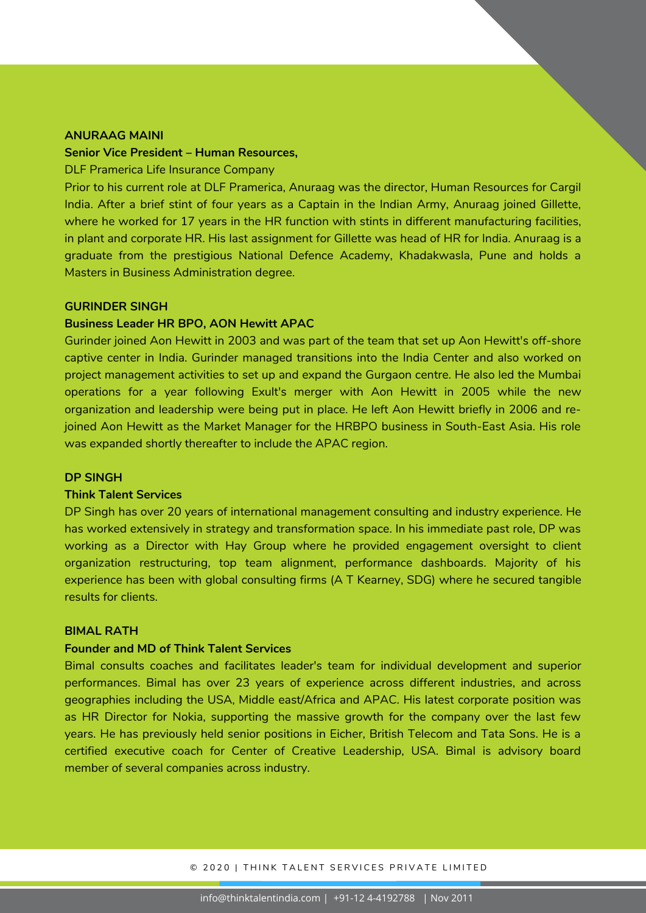**ANURAAG MAINI**

**Senior Vice President – Human Resources,**

DLF Pramerica Life Insurance Company

Prior to his current role at DLF Pramerica, Anuraag was the director, Human Resources for Cargil India. After a brief stint of four years as a Captain in the Indian Army, Anuraag joined Gillette, where he worked for 17 years in the HR function with stints in different manufacturing facilities, in plant and corporate HR. His last assignment for Gillette was head of HR for India. Anuraag is a graduate from the prestigious National Defence Academy, Khadakwasla, Pune and holds a Masters in Business Administration degree.

**GURINDER SINGH**

**Business Leader HR BPO, AON Hewitt APAC**

Gurinder joined Aon Hewitt in 2003 and was part of the team that set up Aon Hewitt's off-shore captive center in India. Gurinder managed transitions into the India Center and also worked on project management activities to set up and expand the Gurgaon centre. He also led the Mumbai operations for a year following Exult's merger with Aon Hewitt in 2005 while the new organization and leadership were being put in place. He left Aon Hewitt briefly in 2006 and re-joined Aon Hewitt as the Market Manager for the HRBPO business in South-East Asia. His role was expanded shortly thereafter to include the APAC region.

**DP SINGH**

**Think Talent Services**

DP Singh has over 20 years of international management consulting and industry experience. He has worked extensively in strategy and transformation space. In his immediate past role, DP was working as a Director with Hay Group where he provided engagement oversight to client organization restructuring, top team alignment, performance dashboards. Majority of his experience has been with global consulting firms (A T Kearney, SDG) where he secured tangible results for clients.

**BIMAL RATH**

**Founder and MD of Think Talent Services**

Bimal consults coaches and facilitates leader's team for individual development and superior performances. Bimal has over 23 years of experience across different industries, and across geographies including the USA, Middle east/Africa and APAC. His latest corporate position was as HR Director for Nokia, supporting the massive growth for the company over the last few years. He has previously held senior positions in Eicher, British Telecom and Tata Sons. He is a certified executive coach for Center of Creative Leadership, USA. Bimal is advisory board member of several companies across industry.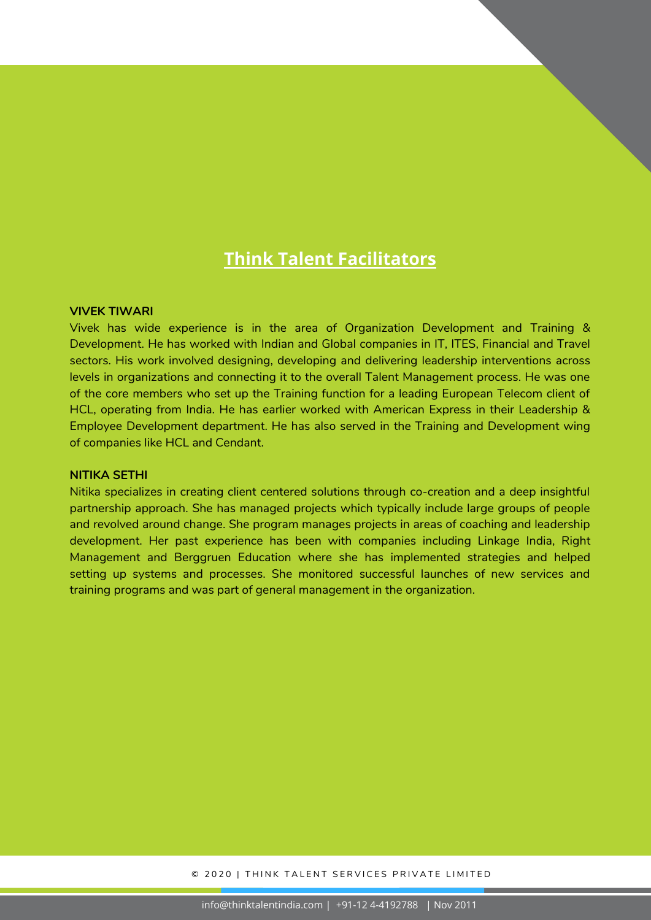## Think Talent Facilitators

**VIVEK TIWARI**

Vivek has wide experience is in the area of Organization Development and Training & Development. He has worked with Indian and Global companies in IT, ITES, Financial and Travel sectors. His work involved designing, developing and delivering leadership interventions across levels in organizations and connecting it to the overall Talent Management process. He was one of the core members who set up the Training function for a leading European Telecom client of HCL, operating from India. He has earlier worked with American Express in their Leadership & Employee Development department. He has also served in the Training and Development wing of companies like HCL and Cendant.

**NITIKA SETHI**

Nitika specializes in creating client centered solutions through co-creation and a deep insightful partnership approach. She has managed projects which typically include large groups of people and revolved around change. She program manages projects in areas of coaching and leadership development. Her past experience has been with companies including Linkage India, Right Management and Berggruen Education where she has implemented strategies and helped setting up systems and processes. She monitored successful launches of new services and training programs and was part of general management in the organization.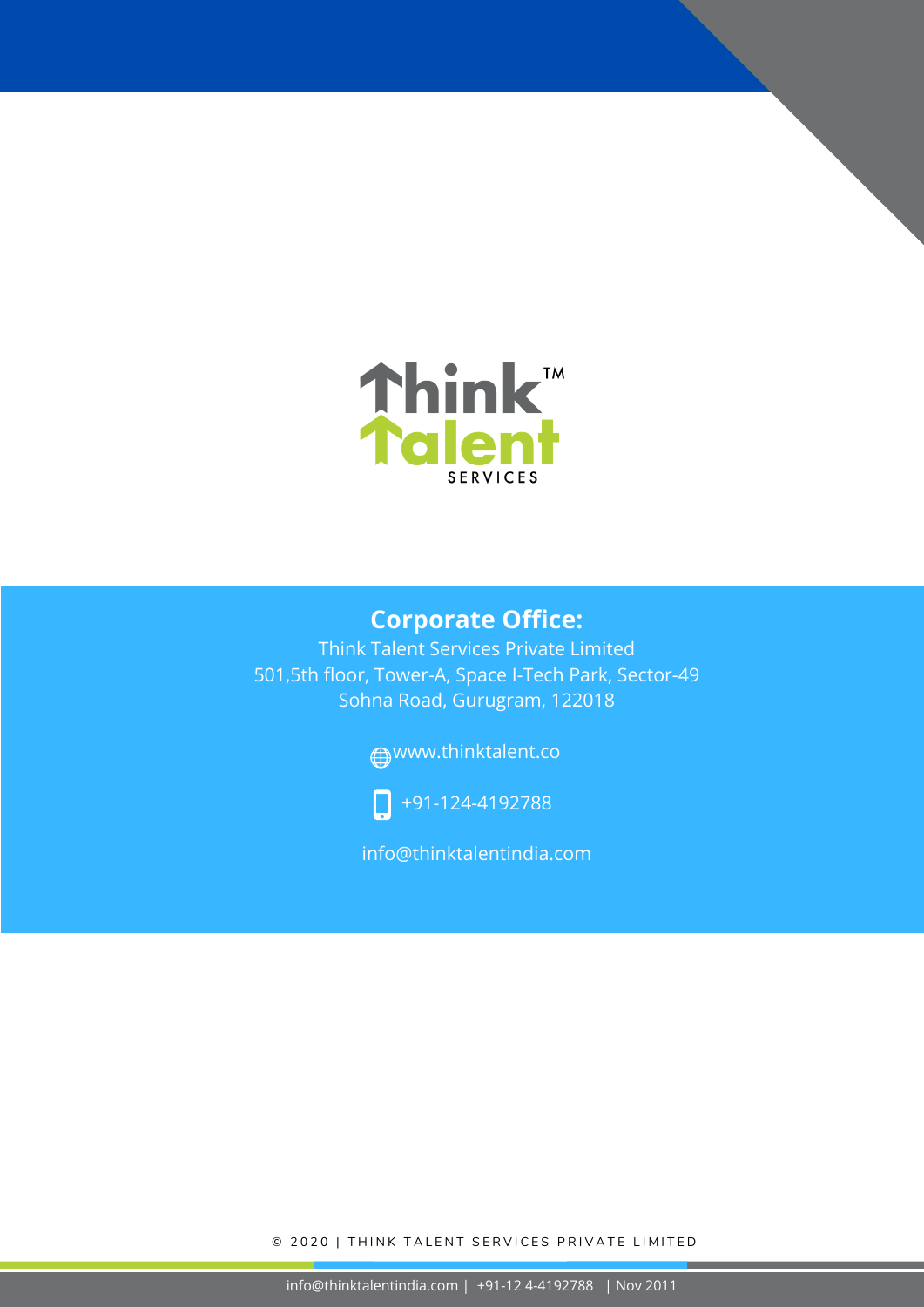Think™ Talent SERVICES

## Corporate Office:

Think Talent Services Private Limited
501,5th floor, Tower-A, Space I-Tech Park, Sector-49
Sohna Road, Gurugram, 122018

www.thinktalent.co

+91-124-4192788

info@thinktalentindia.com

© 2020 | THINK TALENT SERVICES PRIVATE LIMITED